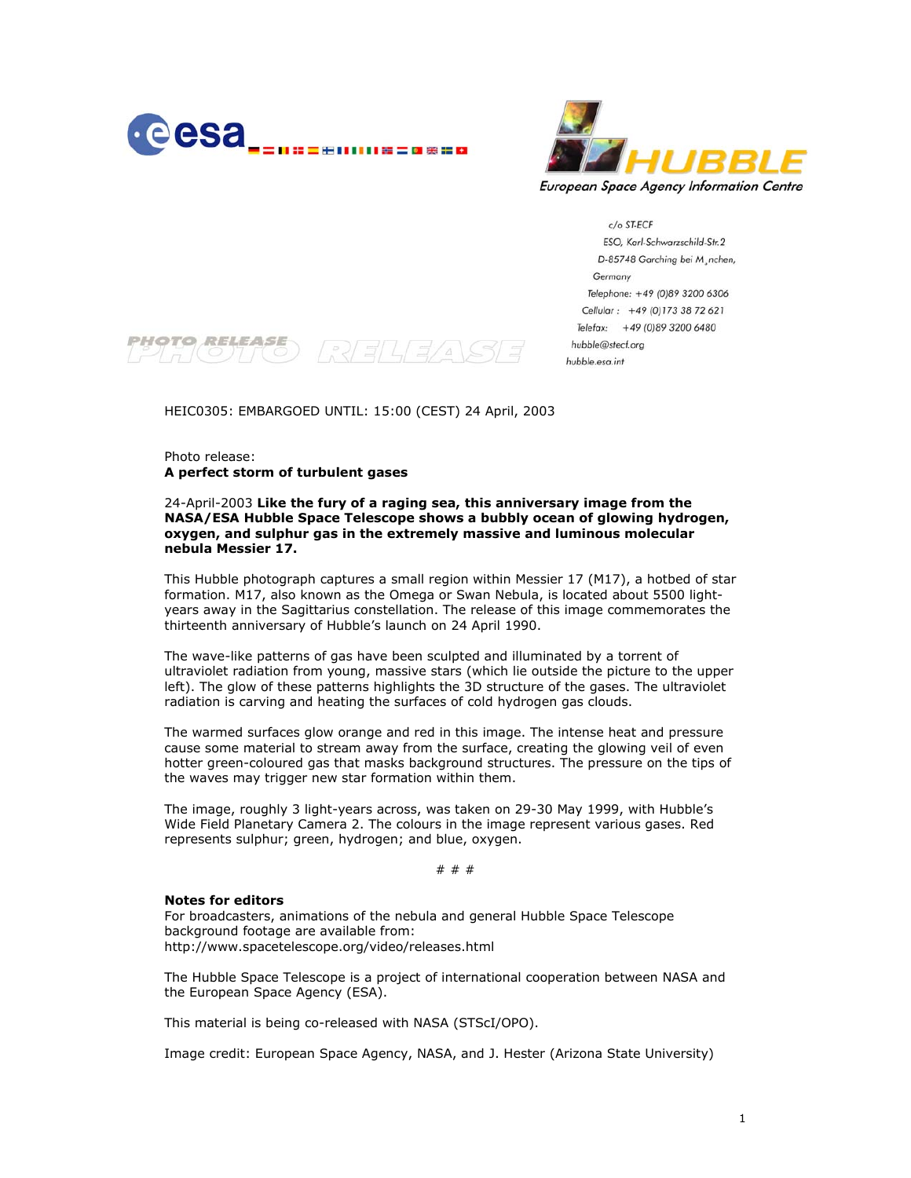esa

HUBBLE
European Space Agency Information Centre

c/o ST-ECF
ESO, Karl-Schwarzschild-Str.2
D-85748 Garching bei M¸nchen,
Germany
Telephone: +49 (0)89 3200 6306
Cellular : +49 (0)173 38 72 621
Telefax: +49 (0)89 3200 6480
hubble@stecf.org
hubble.esa.int

PHOTO RELEASE

HEIC0305: EMBARGOED UNTIL: 15:00 (CEST) 24 April, 2003

Photo release:
**A perfect storm of turbulent gases**

24-April-2003 **Like the fury of a raging sea, this anniversary image from the NASA/ESA Hubble Space Telescope shows a bubbly ocean of glowing hydrogen, oxygen, and sulphur gas in the extremely massive and luminous molecular nebula Messier 17.**

This Hubble photograph captures a small region within Messier 17 (M17), a hotbed of star formation. M17, also known as the Omega or Swan Nebula, is located about 5500 light-years away in the Sagittarius constellation. The release of this image commemorates the thirteenth anniversary of Hubble's launch on 24 April 1990.

The wave-like patterns of gas have been sculpted and illuminated by a torrent of ultraviolet radiation from young, massive stars (which lie outside the picture to the upper left). The glow of these patterns highlights the 3D structure of the gases. The ultraviolet radiation is carving and heating the surfaces of cold hydrogen gas clouds.

The warmed surfaces glow orange and red in this image. The intense heat and pressure cause some material to stream away from the surface, creating the glowing veil of even hotter green-coloured gas that masks background structures. The pressure on the tips of the waves may trigger new star formation within them.

The image, roughly 3 light-years across, was taken on 29-30 May 1999, with Hubble's Wide Field Planetary Camera 2. The colours in the image represent various gases. Red represents sulphur; green, hydrogen; and blue, oxygen.

# # #

**Notes for editors**
For broadcasters, animations of the nebula and general Hubble Space Telescope background footage are available from:
http://www.spacetelescope.org/video/releases.html

The Hubble Space Telescope is a project of international cooperation between NASA and the European Space Agency (ESA).

This material is being co-released with NASA (STScI/OPO).

Image credit: European Space Agency, NASA, and J. Hester (Arizona State University)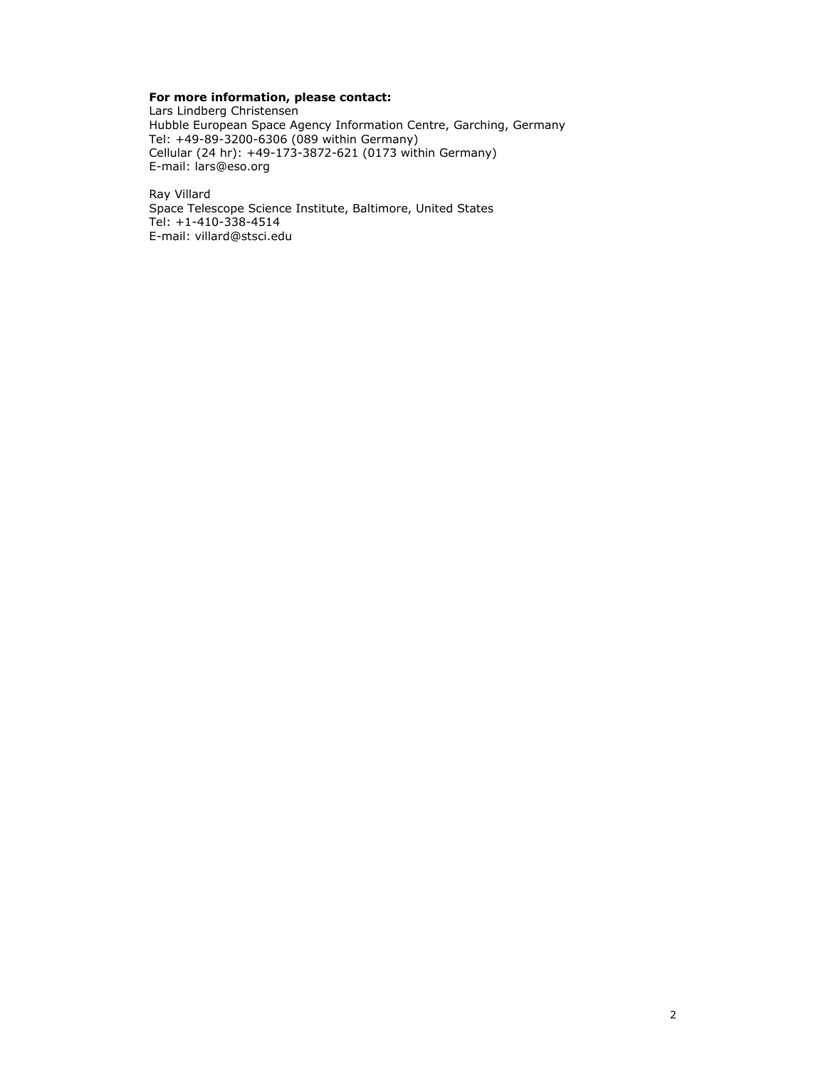**For more information, please contact:**
Lars Lindberg Christensen
Hubble European Space Agency Information Centre, Garching, Germany
Tel: +49-89-3200-6306 (089 within Germany)
Cellular (24 hr): +49-173-3872-621 (0173 within Germany)
E-mail: lars@eso.org

Ray Villard
Space Telescope Science Institute, Baltimore, United States
Tel: +1-410-338-4514
E-mail: villard@stsci.edu